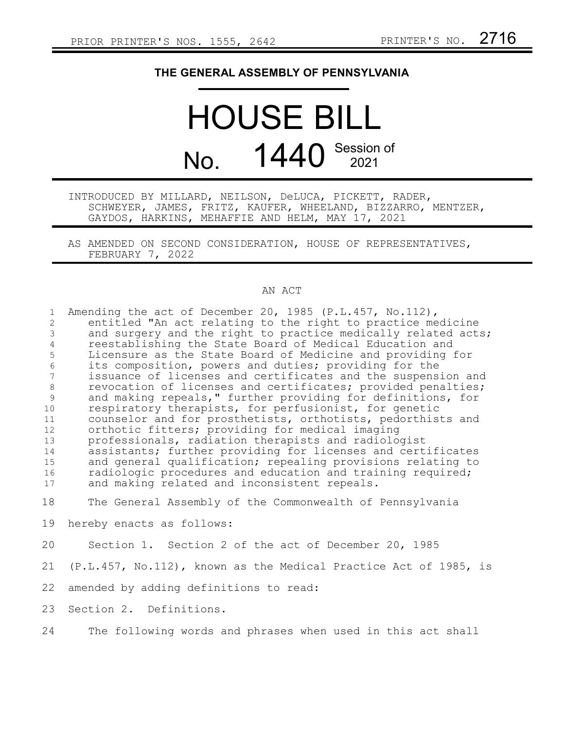PRIOR PRINTER'S NOS. 1555, 2642 PRINTER'S NO. 2716

# THE GENERAL ASSEMBLY OF PENNSYLVANIA

# HOUSE BILL

## No. 1440 Session of 2021

INTRODUCED BY MILLARD, NEILSON, DeLUCA, PICKETT, RADER, SCHWEYER, JAMES, FRITZ, KAUFER, WHEELAND, BIZZARRO, MENTZER, GAYDOS, HARKINS, MEHAFFIE AND HELM, MAY 17, 2021

AS AMENDED ON SECOND CONSIDERATION, HOUSE OF REPRESENTATIVES, FEBRUARY 7, 2022

AN ACT

1 Amending the act of December 20, 1985 (P.L.457, No.112),
2 entitled "An act relating to the right to practice medicine
3 and surgery and the right to practice medically related acts;
4 reestablishing the State Board of Medical Education and
5 Licensure as the State Board of Medicine and providing for
6 its composition, powers and duties; providing for the
7 issuance of licenses and certificates and the suspension and
8 revocation of licenses and certificates; provided penalties;
9 and making repeals," further providing for definitions, for
10 respiratory therapists, for perfusionist, for genetic
11 counselor and for prosthetists, orthotists, pedorthists and
12 orthotic fitters; providing for medical imaging
13 professionals, radiation therapists and radiologist
14 assistants; further providing for licenses and certificates
15 and general qualification; repealing provisions relating to
16 radiologic procedures and education and training required;
17 and making related and inconsistent repeals.

18 The General Assembly of the Commonwealth of Pennsylvania
19 hereby enacts as follows:

20 Section 1. Section 2 of the act of December 20, 1985
21 (P.L.457, No.112), known as the Medical Practice Act of 1985, is
22 amended by adding definitions to read:

23 Section 2. Definitions.

24 The following words and phrases when used in this act shall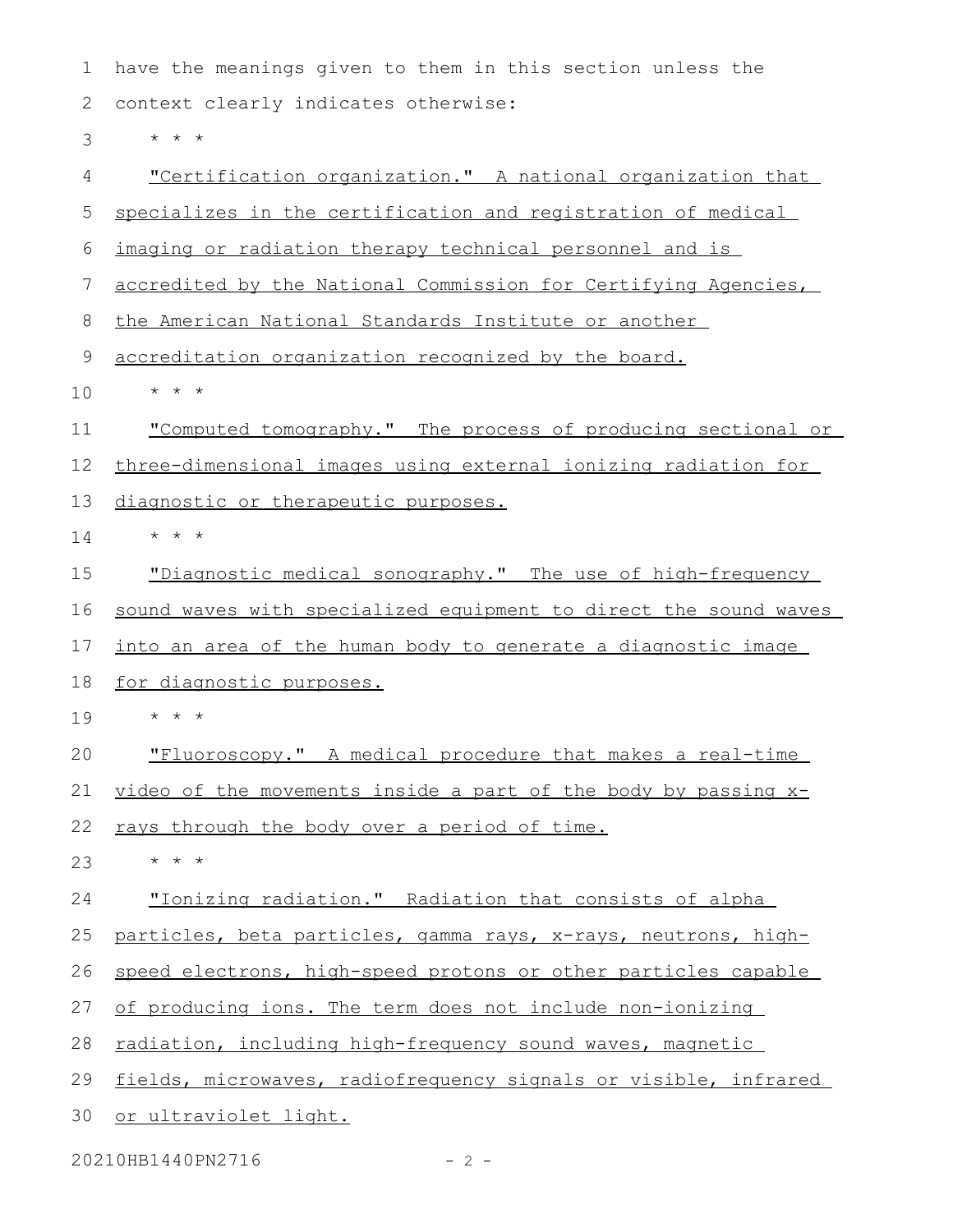have the meanings given to them in this section unless the context clearly indicates otherwise:

* * *

"Certification organization." A national organization that specializes in the certification and registration of medical imaging or radiation therapy technical personnel and is accredited by the National Commission for Certifying Agencies, the American National Standards Institute or another accreditation organization recognized by the board.

* * *

"Computed tomography." The process of producing sectional or three-dimensional images using external ionizing radiation for diagnostic or therapeutic purposes.

* * *

"Diagnostic medical sonography." The use of high-frequency sound waves with specialized equipment to direct the sound waves into an area of the human body to generate a diagnostic image for diagnostic purposes.

* * *

"Fluoroscopy." A medical procedure that makes a real-time video of the movements inside a part of the body by passing x-rays through the body over a period of time.

* * *

"Ionizing radiation." Radiation that consists of alpha particles, beta particles, gamma rays, x-rays, neutrons, high-speed electrons, high-speed protons or other particles capable of producing ions. The term does not include non-ionizing radiation, including high-frequency sound waves, magnetic fields, microwaves, radiofrequency signals or visible, infrared or ultraviolet light.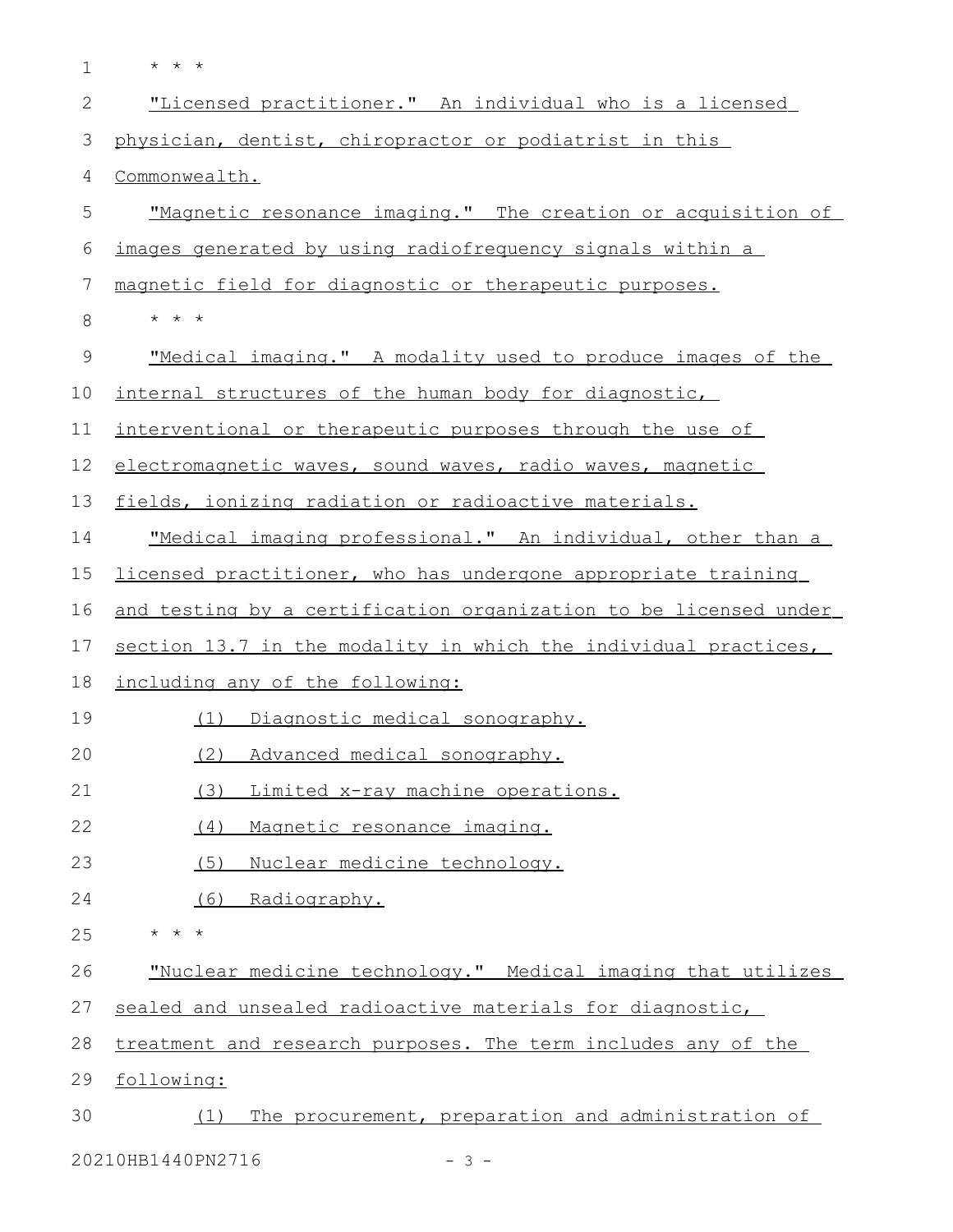* * *

"Licensed practitioner." An individual who is a licensed physician, dentist, chiropractor or podiatrist in this Commonwealth.

"Magnetic resonance imaging." The creation or acquisition of images generated by using radiofrequency signals within a magnetic field for diagnostic or therapeutic purposes.

* * *

"Medical imaging." A modality used to produce images of the internal structures of the human body for diagnostic, interventional or therapeutic purposes through the use of electromagnetic waves, sound waves, radio waves, magnetic fields, ionizing radiation or radioactive materials.

"Medical imaging professional." An individual, other than a licensed practitioner, who has undergone appropriate training and testing by a certification organization to be licensed under section 13.7 in the modality in which the individual practices, including any of the following:

(1) Diagnostic medical sonography.

(2) Advanced medical sonography.

(3) Limited x-ray machine operations.

(4) Magnetic resonance imaging.

(5) Nuclear medicine technology.

(6) Radiography.

* * *

"Nuclear medicine technology." Medical imaging that utilizes sealed and unsealed radioactive materials for diagnostic, treatment and research purposes. The term includes any of the following:

(1) The procurement, preparation and administration of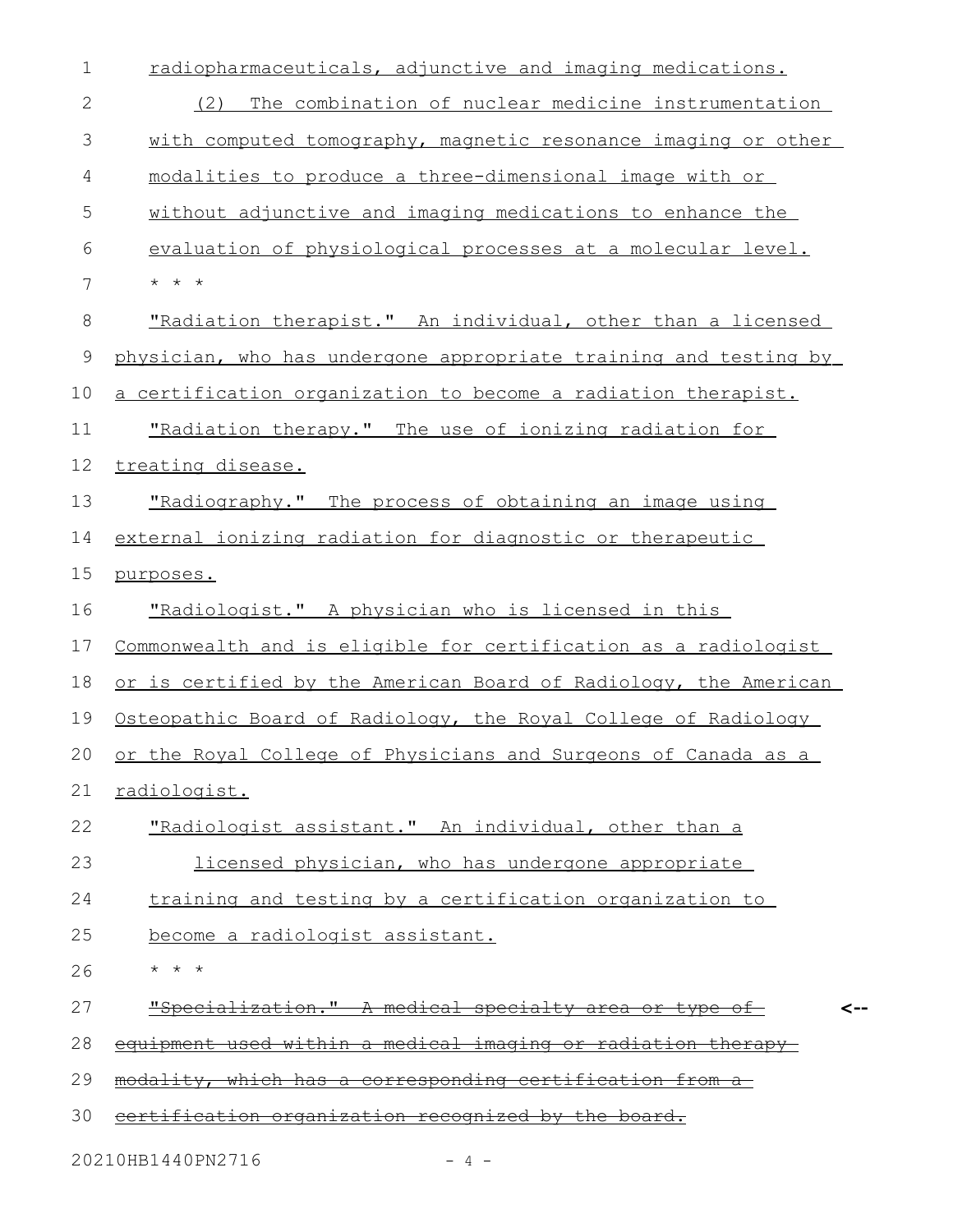radiopharmaceuticals, adjunctive and imaging medications.

(2) The combination of nuclear medicine instrumentation with computed tomography, magnetic resonance imaging or other modalities to produce a three-dimensional image with or without adjunctive and imaging medications to enhance the evaluation of physiological processes at a molecular level.

* * *

"Radiation therapist." An individual, other than a licensed physician, who has undergone appropriate training and testing by a certification organization to become a radiation therapist.

"Radiation therapy." The use of ionizing radiation for treating disease.

"Radiography." The process of obtaining an image using external ionizing radiation for diagnostic or therapeutic purposes.

"Radiologist." A physician who is licensed in this Commonwealth and is eligible for certification as a radiologist or is certified by the American Board of Radiology, the American Osteopathic Board of Radiology, the Royal College of Radiology or the Royal College of Physicians and Surgeons of Canada as a radiologist.

"Radiologist assistant." An individual, other than a licensed physician, who has undergone appropriate training and testing by a certification organization to become a radiologist assistant.

* * *

~~"Specialization." A medical specialty area or type of equipment used within a medical imaging or radiation therapy modality, which has a corresponding certification from a certification organization recognized by the board.~~ <--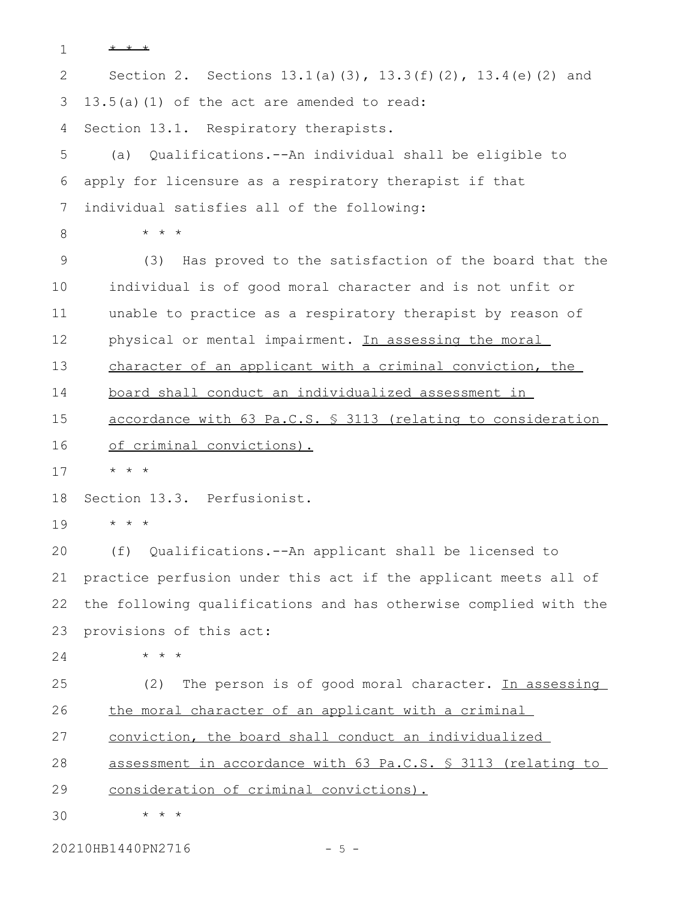* * *

Section 2. Sections 13.1(a)(3), 13.3(f)(2), 13.4(e)(2) and 13.5(a)(1) of the act are amended to read:

Section 13.1. Respiratory therapists.

(a) Qualifications.--An individual shall be eligible to apply for licensure as a respiratory therapist if that individual satisfies all of the following:

* * *

(3) Has proved to the satisfaction of the board that the individual is of good moral character and is not unfit or unable to practice as a respiratory therapist by reason of physical or mental impairment. In assessing the moral character of an applicant with a criminal conviction, the board shall conduct an individualized assessment in accordance with 63 Pa.C.S. § 3113 (relating to consideration of criminal convictions).

* * *

Section 13.3. Perfusionist.

* * *

(f) Qualifications.--An applicant shall be licensed to practice perfusion under this act if the applicant meets all of the following qualifications and has otherwise complied with the provisions of this act:

* * *

(2) The person is of good moral character. In assessing the moral character of an applicant with a criminal conviction, the board shall conduct an individualized assessment in accordance with 63 Pa.C.S. § 3113 (relating to consideration of criminal convictions).

* * *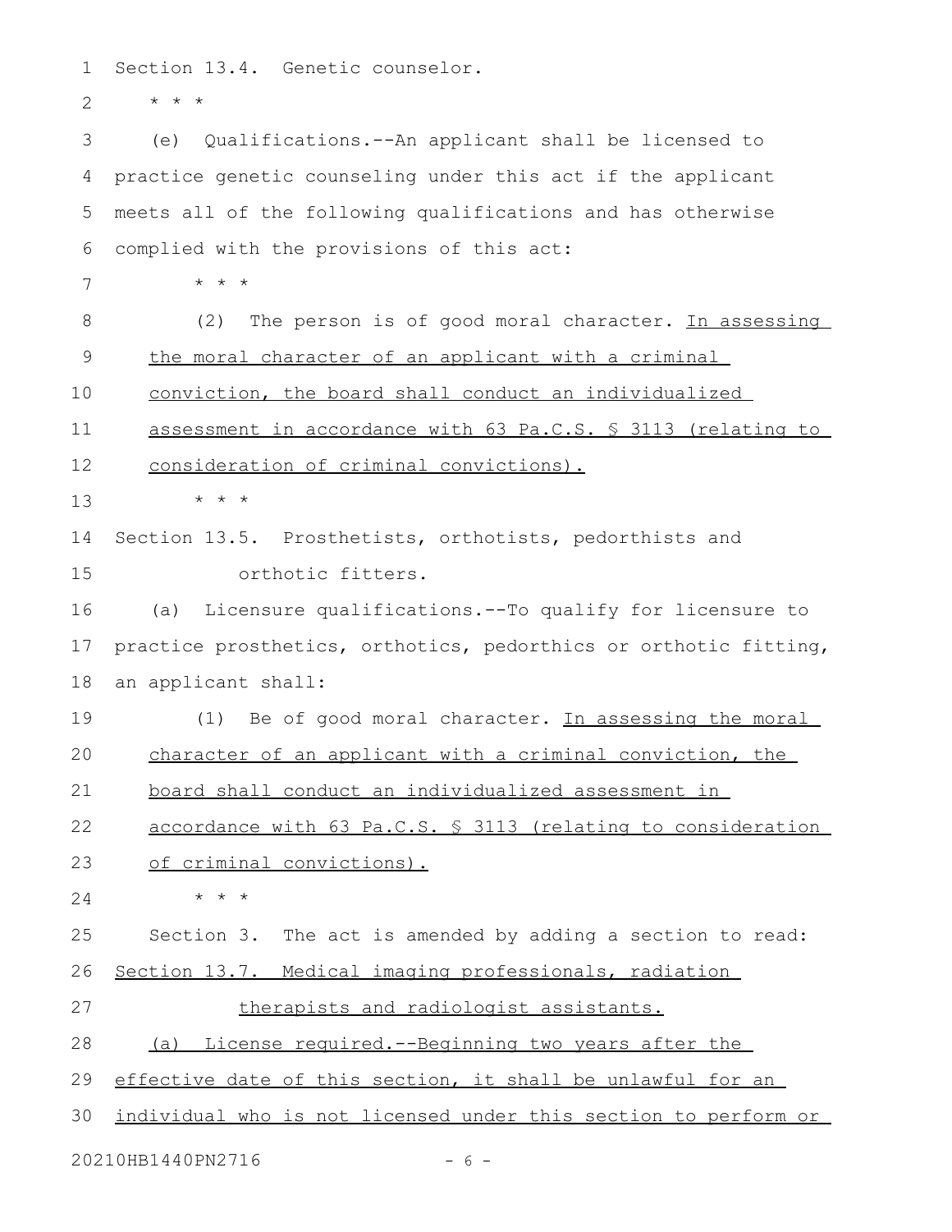Section 13.4. Genetic counselor.

\* \* \*

(e) Qualifications.--An applicant shall be licensed to practice genetic counseling under this act if the applicant meets all of the following qualifications and has otherwise complied with the provisions of this act:

\* \* \*

(2) The person is of good moral character. <u>In assessing the moral character of an applicant with a criminal conviction, the board shall conduct an individualized assessment in accordance with 63 Pa.C.S. § 3113 (relating to consideration of criminal convictions).</u>

\* \* \*

Section 13.5. Prosthetists, orthotists, pedorthists and orthotic fitters.

(a) Licensure qualifications.--To qualify for licensure to practice prosthetics, orthotics, pedorthics or orthotic fitting, an applicant shall:

(1) Be of good moral character. <u>In assessing the moral character of an applicant with a criminal conviction, the board shall conduct an individualized assessment in accordance with 63 Pa.C.S. § 3113 (relating to consideration of criminal convictions).</u>

\* \* \*

Section 3. The act is amended by adding a section to read:

<u>Section 13.7. Medical imaging professionals, radiation therapists and radiologist assistants.</u>

<u>(a) License required.--Beginning two years after the effective date of this section, it shall be unlawful for an individual who is not licensed under this section to perform or</u>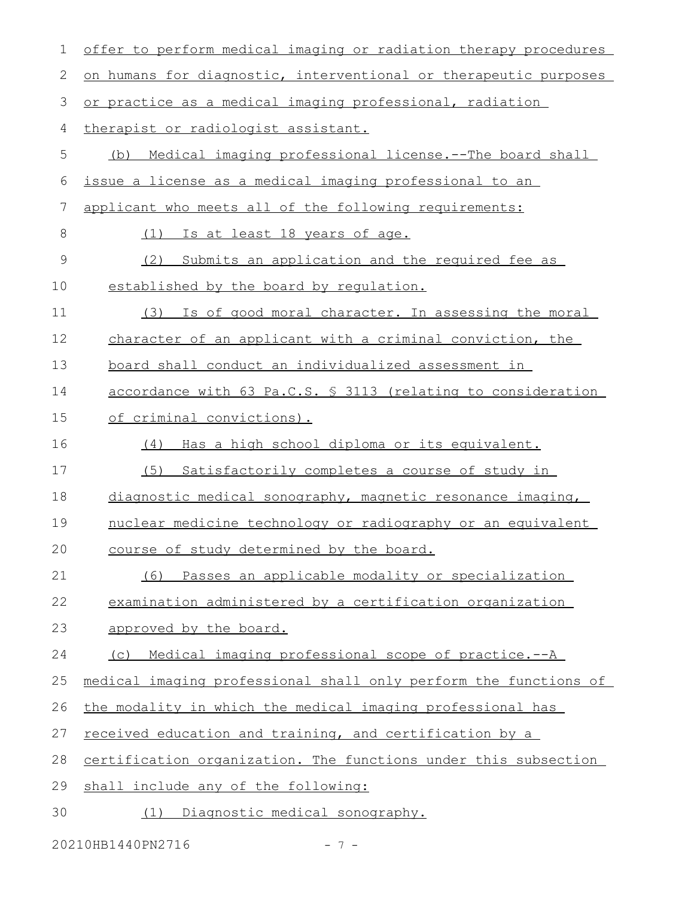offer to perform medical imaging or radiation therapy procedures on humans for diagnostic, interventional or therapeutic purposes or practice as a medical imaging professional, radiation therapist or radiologist assistant.

(b) Medical imaging professional license.--The board shall issue a license as a medical imaging professional to an applicant who meets all of the following requirements:

(1) Is at least 18 years of age.

(2) Submits an application and the required fee as established by the board by regulation.

(3) Is of good moral character. In assessing the moral character of an applicant with a criminal conviction, the board shall conduct an individualized assessment in accordance with 63 Pa.C.S. § 3113 (relating to consideration of criminal convictions).

(4) Has a high school diploma or its equivalent.

(5) Satisfactorily completes a course of study in diagnostic medical sonography, magnetic resonance imaging, nuclear medicine technology or radiography or an equivalent course of study determined by the board.

(6) Passes an applicable modality or specialization examination administered by a certification organization approved by the board.

(c) Medical imaging professional scope of practice.--A medical imaging professional shall only perform the functions of the modality in which the medical imaging professional has received education and training, and certification by a certification organization. The functions under this subsection shall include any of the following:

(1) Diagnostic medical sonography.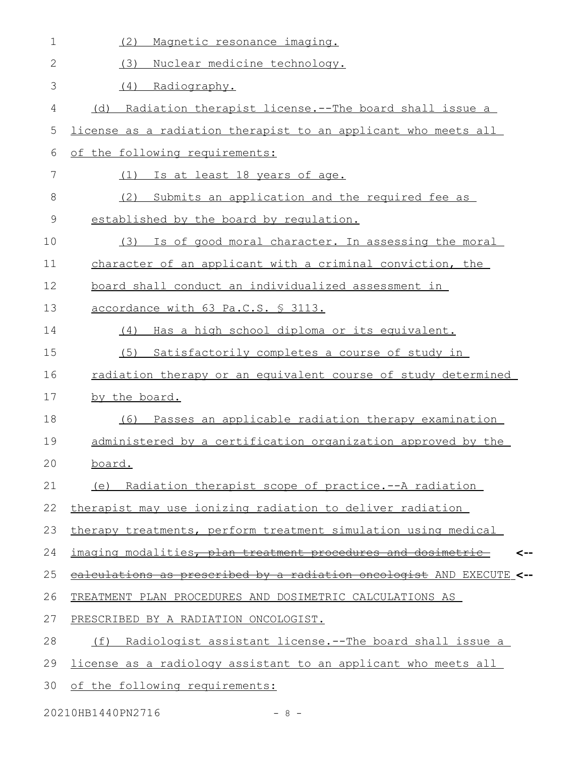(2) Magnetic resonance imaging.

(3) Nuclear medicine technology.

(4) Radiography.

(d) Radiation therapist license.--The board shall issue a license as a radiation therapist to an applicant who meets all of the following requirements:

(1) Is at least 18 years of age.

(2) Submits an application and the required fee as established by the board by regulation.

(3) Is of good moral character. In assessing the moral character of an applicant with a criminal conviction, the board shall conduct an individualized assessment in accordance with 63 Pa.C.S. § 3113.

(4) Has a high school diploma or its equivalent.

(5) Satisfactorily completes a course of study in radiation therapy or an equivalent course of study determined by the board.

(6) Passes an applicable radiation therapy examination administered by a certification organization approved by the board.

(e) Radiation therapist scope of practice.--A radiation therapist may use ionizing radiation to deliver radiation therapy treatments, perform treatment simulation using medical imaging modalities~~, plan treatment procedures and dosimetric calculations as prescribed by a radiation oncologist~~ AND EXECUTE TREATMENT PLAN PROCEDURES AND DOSIMETRIC CALCULATIONS AS PRESCRIBED BY A RADIATION ONCOLOGIST.

(f) Radiologist assistant license.--The board shall issue a license as a radiology assistant to an applicant who meets all of the following requirements: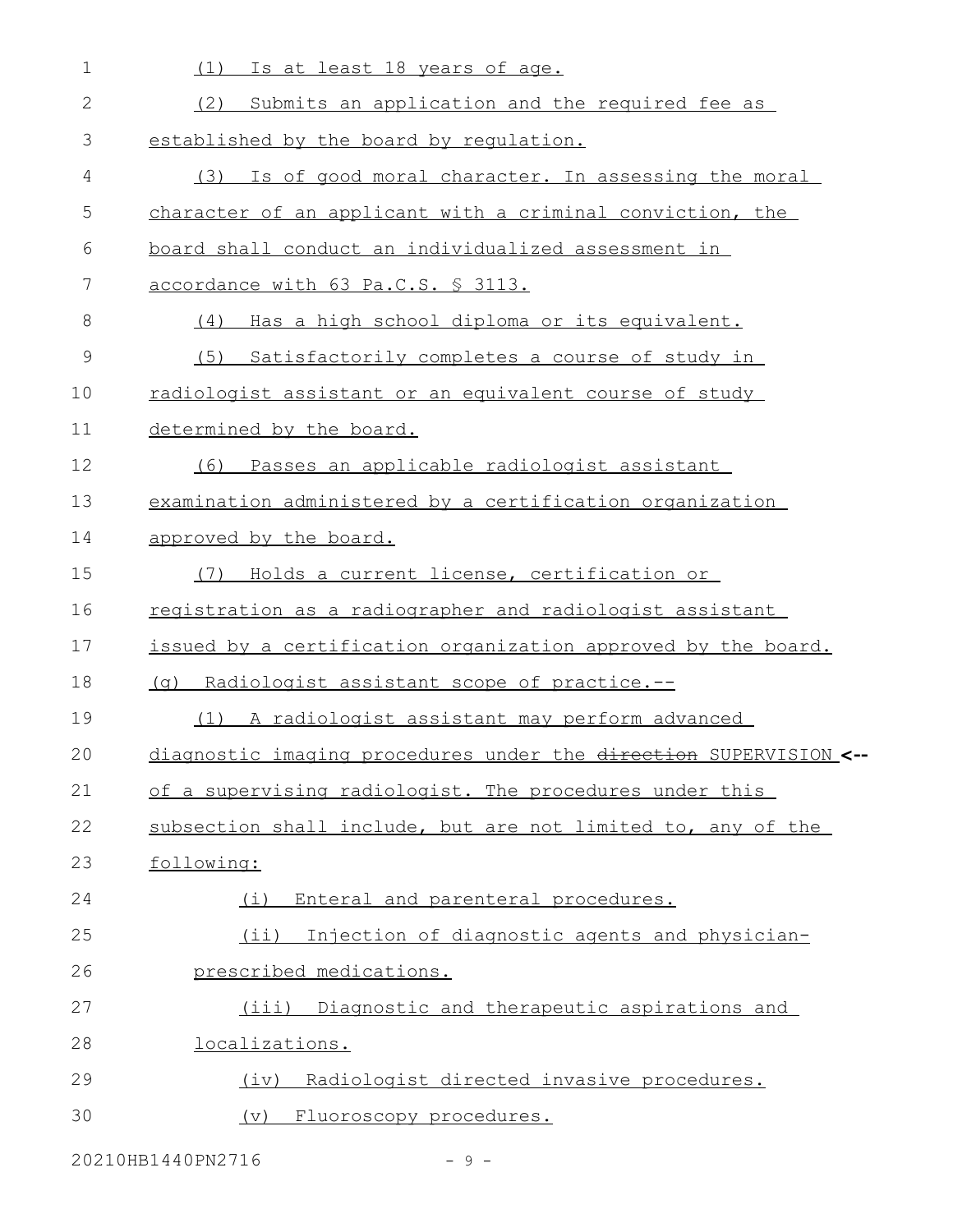(1) Is at least 18 years of age.

(2) Submits an application and the required fee as established by the board by regulation.

(3) Is of good moral character. In assessing the moral character of an applicant with a criminal conviction, the board shall conduct an individualized assessment in accordance with 63 Pa.C.S. § 3113.

(4) Has a high school diploma or its equivalent.

(5) Satisfactorily completes a course of study in radiologist assistant or an equivalent course of study determined by the board.

(6) Passes an applicable radiologist assistant examination administered by a certification organization approved by the board.

(7) Holds a current license, certification or registration as a radiographer and radiologist assistant issued by a certification organization approved by the board.

(g) Radiologist assistant scope of practice.--

(1) A radiologist assistant may perform advanced diagnostic imaging procedures under the ~~direction~~ SUPERVISION <-- of a supervising radiologist. The procedures under this subsection shall include, but are not limited to, any of the following:

(i) Enteral and parenteral procedures.

(ii) Injection of diagnostic agents and physician-prescribed medications.

(iii) Diagnostic and therapeutic aspirations and localizations.

(iv) Radiologist directed invasive procedures.

(v) Fluoroscopy procedures.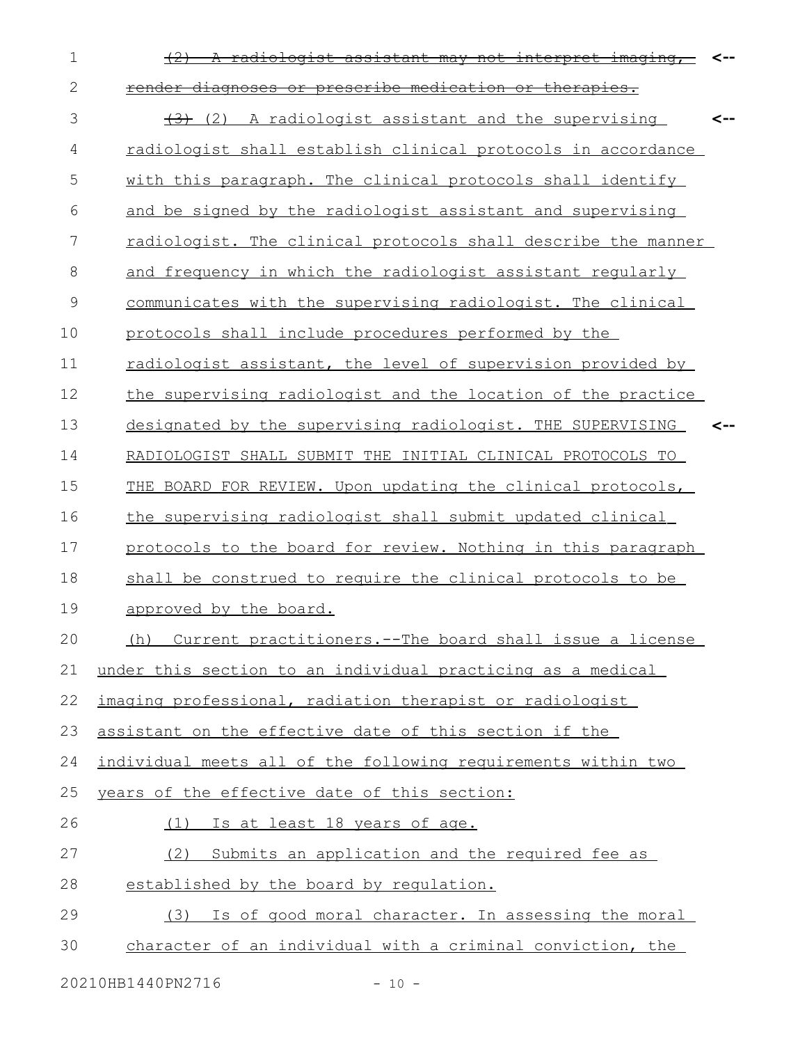~~(2) A radiologist assistant may not interpret imaging, render diagnoses or prescribe medication or therapies.~~

~~(3)~~ (2) A radiologist assistant and the supervising radiologist shall establish clinical protocols in accordance with this paragraph. The clinical protocols shall identify and be signed by the radiologist assistant and supervising radiologist. The clinical protocols shall describe the manner and frequency in which the radiologist assistant regularly communicates with the supervising radiologist. The clinical protocols shall include procedures performed by the radiologist assistant, the level of supervision provided by the supervising radiologist and the location of the practice designated by the supervising radiologist. THE SUPERVISING RADIOLOGIST SHALL SUBMIT THE INITIAL CLINICAL PROTOCOLS TO THE BOARD FOR REVIEW. Upon updating the clinical protocols, the supervising radiologist shall submit updated clinical protocols to the board for review. Nothing in this paragraph shall be construed to require the clinical protocols to be approved by the board.

(h) Current practitioners.--The board shall issue a license under this section to an individual practicing as a medical imaging professional, radiation therapist or radiologist assistant on the effective date of this section if the individual meets all of the following requirements within two years of the effective date of this section:

(1) Is at least 18 years of age.

(2) Submits an application and the required fee as established by the board by regulation.

(3) Is of good moral character. In assessing the moral character of an individual with a criminal conviction, the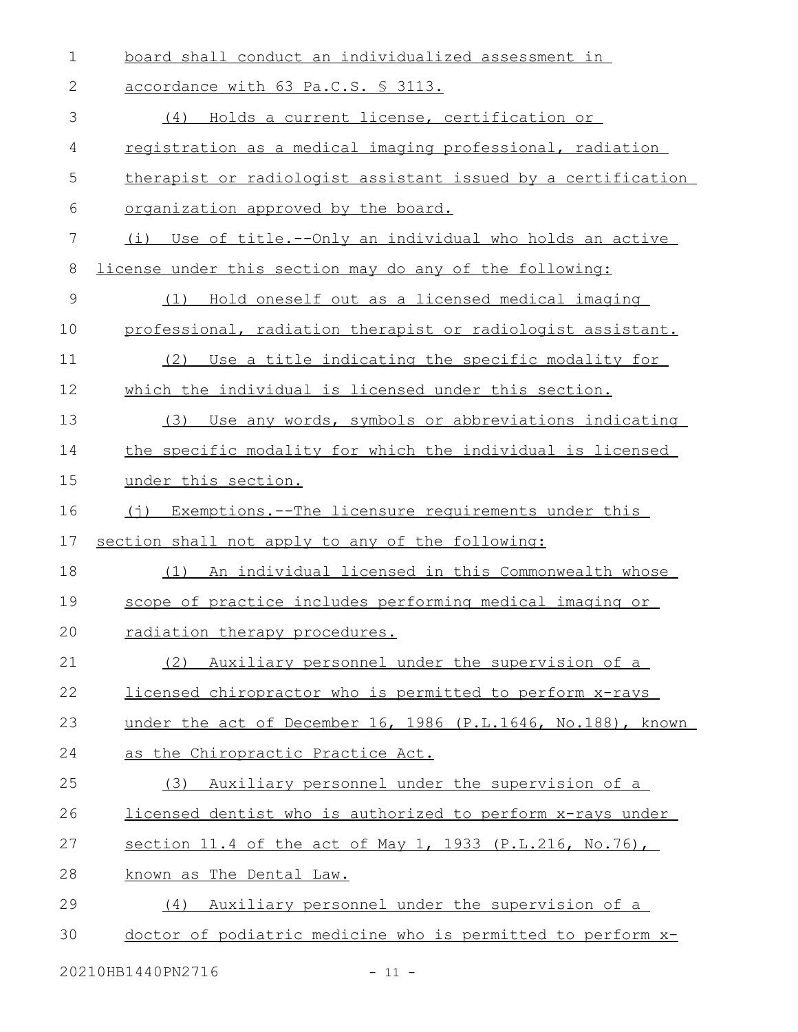board shall conduct an individualized assessment in accordance with 63 Pa.C.S. § 3113.

(4) Holds a current license, certification or registration as a medical imaging professional, radiation therapist or radiologist assistant issued by a certification organization approved by the board.

(i) Use of title.--Only an individual who holds an active license under this section may do any of the following:

(1) Hold oneself out as a licensed medical imaging professional, radiation therapist or radiologist assistant.

(2) Use a title indicating the specific modality for which the individual is licensed under this section.

(3) Use any words, symbols or abbreviations indicating the specific modality for which the individual is licensed under this section.

(j) Exemptions.--The licensure requirements under this section shall not apply to any of the following:

(1) An individual licensed in this Commonwealth whose scope of practice includes performing medical imaging or radiation therapy procedures.

(2) Auxiliary personnel under the supervision of a licensed chiropractor who is permitted to perform x-rays under the act of December 16, 1986 (P.L.1646, No.188), known as the Chiropractic Practice Act.

(3) Auxiliary personnel under the supervision of a licensed dentist who is authorized to perform x-rays under section 11.4 of the act of May 1, 1933 (P.L.216, No.76), known as The Dental Law.

(4) Auxiliary personnel under the supervision of a doctor of podiatric medicine who is permitted to perform x-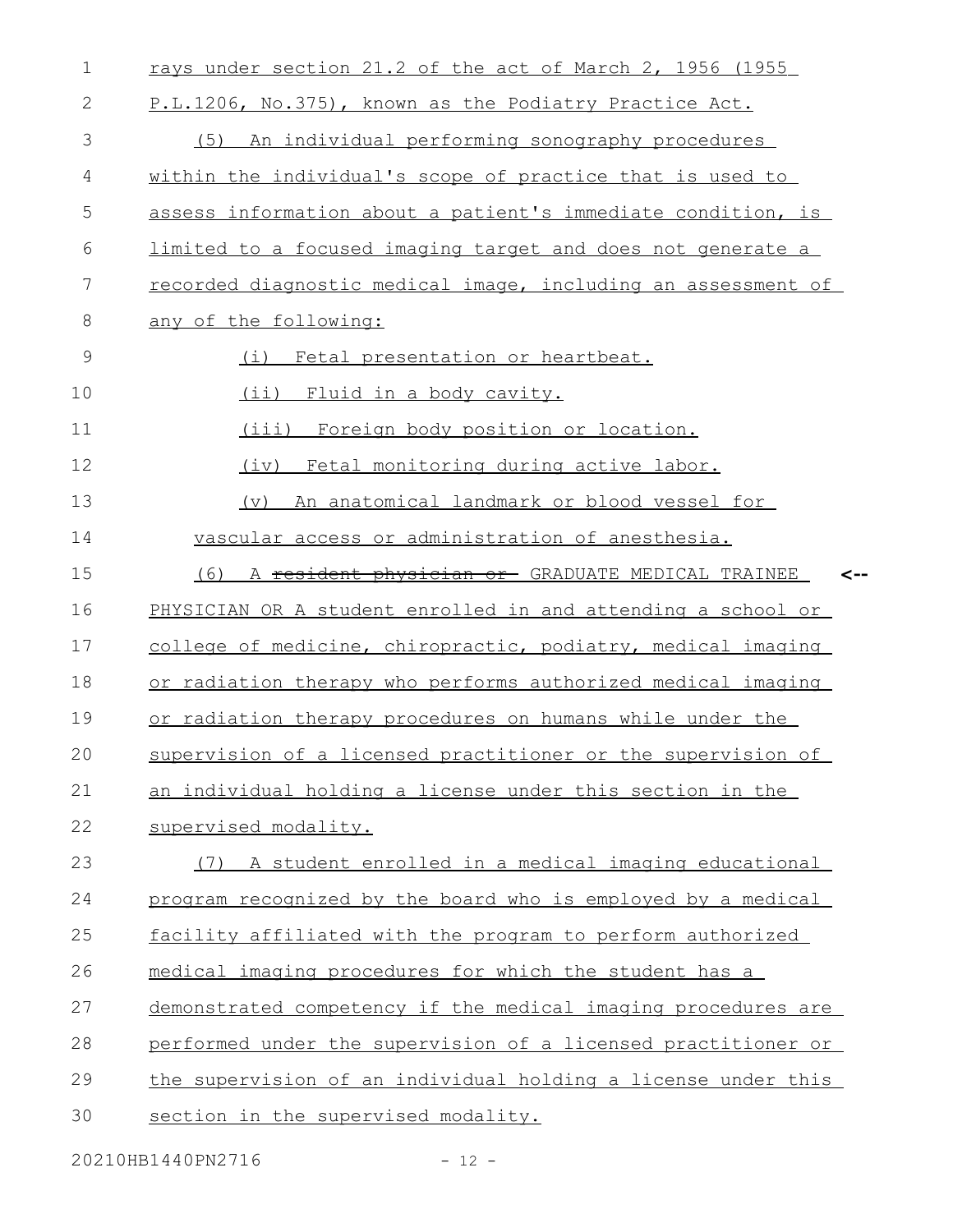rays under section 21.2 of the act of March 2, 1956 (1955 P.L.1206, No.375), known as the Podiatry Practice Act.

(5) An individual performing sonography procedures within the individual's scope of practice that is used to assess information about a patient's immediate condition, is limited to a focused imaging target and does not generate a recorded diagnostic medical image, including an assessment of any of the following:

(i) Fetal presentation or heartbeat.

(ii) Fluid in a body cavity.

(iii) Foreign body position or location.

(iv) Fetal monitoring during active labor.

(v) An anatomical landmark or blood vessel for vascular access or administration of anesthesia.

(6) A ~~resident physician or~~ GRADUATE MEDICAL TRAINEE PHYSICIAN OR A student enrolled in and attending a school or college of medicine, chiropractic, podiatry, medical imaging or radiation therapy who performs authorized medical imaging or radiation therapy procedures on humans while under the supervision of a licensed practitioner or the supervision of an individual holding a license under this section in the supervised modality.

(7) A student enrolled in a medical imaging educational program recognized by the board who is employed by a medical facility affiliated with the program to perform authorized medical imaging procedures for which the student has a demonstrated competency if the medical imaging procedures are performed under the supervision of a licensed practitioner or the supervision of an individual holding a license under this section in the supervised modality.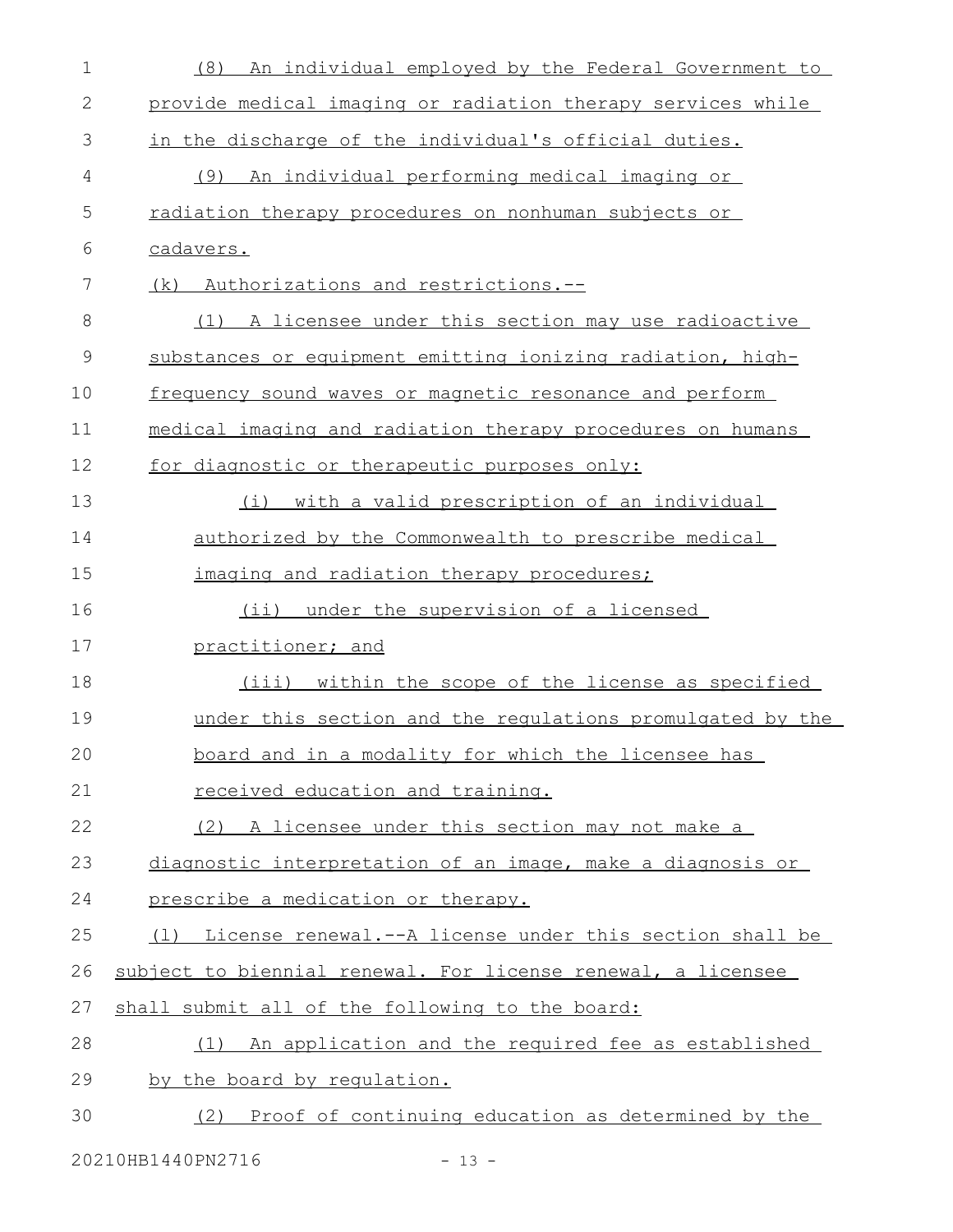(8) An individual employed by the Federal Government to provide medical imaging or radiation therapy services while in the discharge of the individual's official duties.

(9) An individual performing medical imaging or radiation therapy procedures on nonhuman subjects or cadavers.

(k) Authorizations and restrictions.--

(1) A licensee under this section may use radioactive substances or equipment emitting ionizing radiation, high-frequency sound waves or magnetic resonance and perform medical imaging and radiation therapy procedures on humans for diagnostic or therapeutic purposes only:

(i) with a valid prescription of an individual authorized by the Commonwealth to prescribe medical imaging and radiation therapy procedures;

(ii) under the supervision of a licensed practitioner; and

(iii) within the scope of the license as specified under this section and the regulations promulgated by the board and in a modality for which the licensee has received education and training.

(2) A licensee under this section may not make a diagnostic interpretation of an image, make a diagnosis or prescribe a medication or therapy.

(l) License renewal.--A license under this section shall be subject to biennial renewal. For license renewal, a licensee shall submit all of the following to the board:

(1) An application and the required fee as established by the board by regulation.

(2) Proof of continuing education as determined by the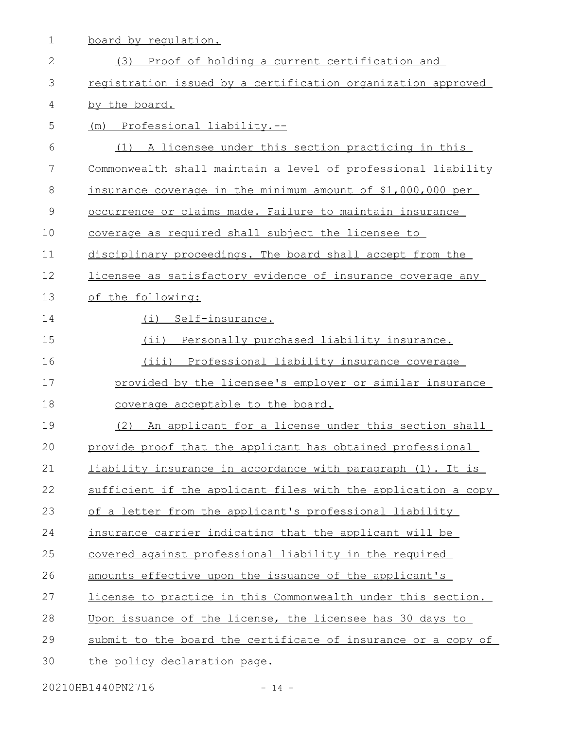board by regulation.

(3) Proof of holding a current certification and registration issued by a certification organization approved by the board.

(m) Professional liability.--

(1) A licensee under this section practicing in this Commonwealth shall maintain a level of professional liability insurance coverage in the minimum amount of $1,000,000 per occurrence or claims made. Failure to maintain insurance coverage as required shall subject the licensee to disciplinary proceedings. The board shall accept from the licensee as satisfactory evidence of insurance coverage any of the following:

(i) Self-insurance.

(ii) Personally purchased liability insurance.

(iii) Professional liability insurance coverage provided by the licensee's employer or similar insurance coverage acceptable to the board.

(2) An applicant for a license under this section shall provide proof that the applicant has obtained professional liability insurance in accordance with paragraph (1). It is sufficient if the applicant files with the application a copy of a letter from the applicant's professional liability insurance carrier indicating that the applicant will be covered against professional liability in the required amounts effective upon the issuance of the applicant's license to practice in this Commonwealth under this section. Upon issuance of the license, the licensee has 30 days to submit to the board the certificate of insurance or a copy of the policy declaration page.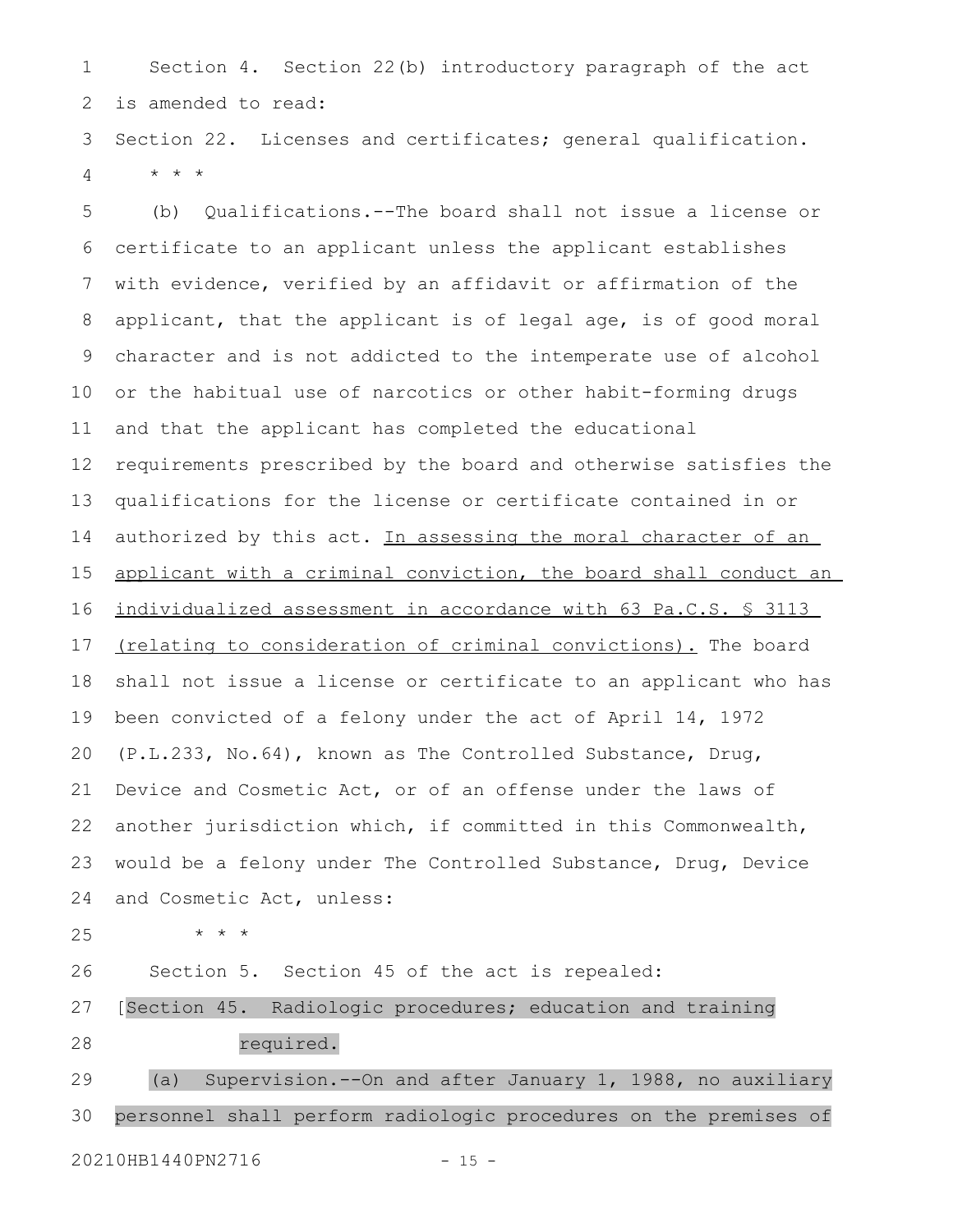Section 4. Section 22(b) introductory paragraph of the act is amended to read:

Section 22. Licenses and certificates; general qualification.

\* \* \*

(b) Qualifications.--The board shall not issue a license or certificate to an applicant unless the applicant establishes with evidence, verified by an affidavit or affirmation of the applicant, that the applicant is of legal age, is of good moral character and is not addicted to the intemperate use of alcohol or the habitual use of narcotics or other habit-forming drugs and that the applicant has completed the educational requirements prescribed by the board and otherwise satisfies the qualifications for the license or certificate contained in or authorized by this act. <u>In assessing the moral character of an applicant with a criminal conviction, the board shall conduct an individualized assessment in accordance with 63 Pa.C.S. § 3113 (relating to consideration of criminal convictions).</u> The board shall not issue a license or certificate to an applicant who has been convicted of a felony under the act of April 14, 1972 (P.L.233, No.64), known as The Controlled Substance, Drug, Device and Cosmetic Act, or of an offense under the laws of another jurisdiction which, if committed in this Commonwealth, would be a felony under The Controlled Substance, Drug, Device and Cosmetic Act, unless:

\* \* \*

Section 5. Section 45 of the act is repealed:

[Section 45. Radiologic procedures; education and training required.

(a) Supervision.--On and after January 1, 1988, no auxiliary personnel shall perform radiologic procedures on the premises of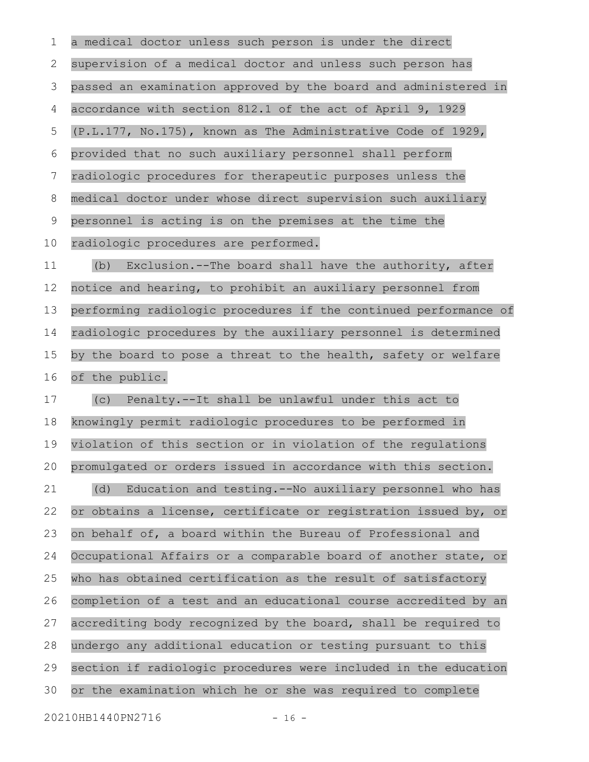a medical doctor unless such person is under the direct supervision of a medical doctor and unless such person has passed an examination approved by the board and administered in accordance with section 812.1 of the act of April 9, 1929 (P.L.177, No.175), known as The Administrative Code of 1929, provided that no such auxiliary personnel shall perform radiologic procedures for therapeutic purposes unless the medical doctor under whose direct supervision such auxiliary personnel is acting is on the premises at the time the radiologic procedures are performed.

(b) Exclusion.--The board shall have the authority, after notice and hearing, to prohibit an auxiliary personnel from performing radiologic procedures if the continued performance of radiologic procedures by the auxiliary personnel is determined by the board to pose a threat to the health, safety or welfare of the public.

(c) Penalty.--It shall be unlawful under this act to knowingly permit radiologic procedures to be performed in violation of this section or in violation of the regulations promulgated or orders issued in accordance with this section.

(d) Education and testing.--No auxiliary personnel who has or obtains a license, certificate or registration issued by, or on behalf of, a board within the Bureau of Professional and Occupational Affairs or a comparable board of another state, or who has obtained certification as the result of satisfactory completion of a test and an educational course accredited by an accrediting body recognized by the board, shall be required to undergo any additional education or testing pursuant to this section if radiologic procedures were included in the education or the examination which he or she was required to complete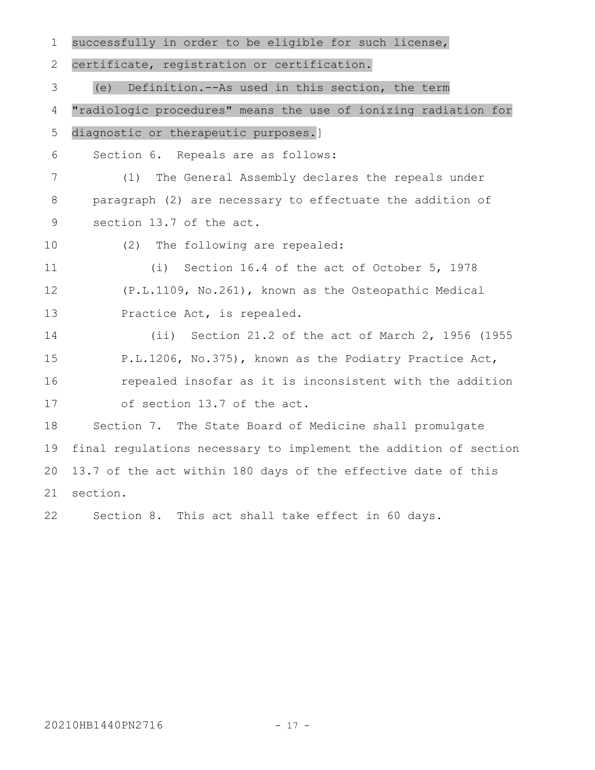successfully in order to be eligible for such license, certificate, registration or certification.

(e) Definition.--As used in this section, the term "radiologic procedures" means the use of ionizing radiation for diagnostic or therapeutic purposes.]

Section 6. Repeals are as follows:

(1) The General Assembly declares the repeals under paragraph (2) are necessary to effectuate the addition of section 13.7 of the act.

(2) The following are repealed:

(i) Section 16.4 of the act of October 5, 1978 (P.L.1109, No.261), known as the Osteopathic Medical Practice Act, is repealed.

(ii) Section 21.2 of the act of March 2, 1956 (1955 P.L.1206, No.375), known as the Podiatry Practice Act, repealed insofar as it is inconsistent with the addition of section 13.7 of the act.

Section 7. The State Board of Medicine shall promulgate final regulations necessary to implement the addition of section 13.7 of the act within 180 days of the effective date of this section.

Section 8. This act shall take effect in 60 days.